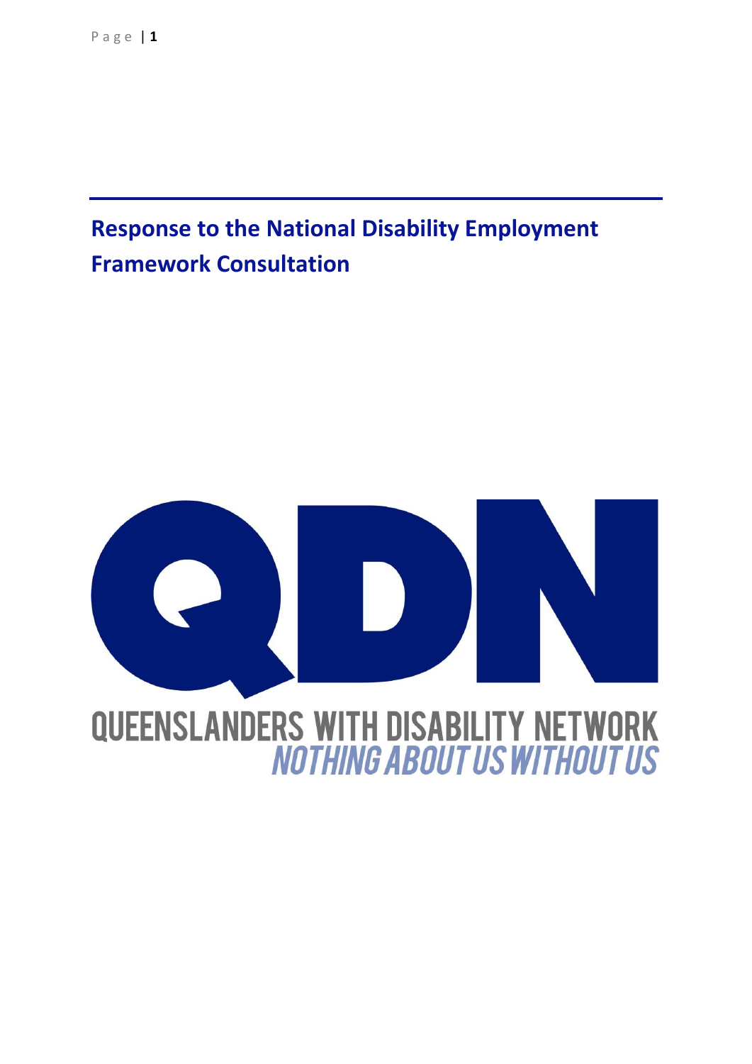# Response to the National Disability Employment Framework Consultation

QUEENSLANDERS WITH DISABILITY NETWORK

*NOTHING ABOUT US WITHOUT US*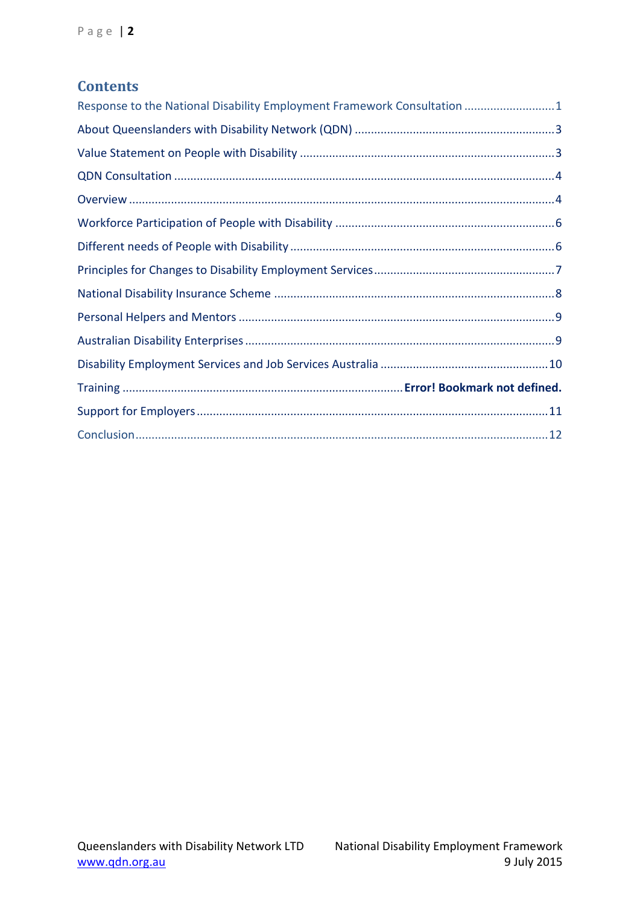# Contents

Response to the National Disability Employment Framework Consultation ........................... 1

About Queenslanders with Disability Network (QDN) ............................................................ 3

Value Statement on People with Disability ............................................................................ 3

QDN Consultation .................................................................................................................. 4

Overview ................................................................................................................................ 4

Workforce Participation of People with Disability .................................................................. 6

Different needs of People with Disability ................................................................................ 6

Principles for Changes to Disability Employment Services ...................................................... 7

National Disability Insurance Scheme ..................................................................................... 8

Personal Helpers and Mentors ................................................................................................ 9

Australian Disability Enterprises .............................................................................................. 9

Disability Employment Services and Job Services Australia .................................................. 10

Training .................................................................................... **Error! Bookmark not defined.**

Support for Employers ........................................................................................................... 11

Conclusion ............................................................................................................................. 12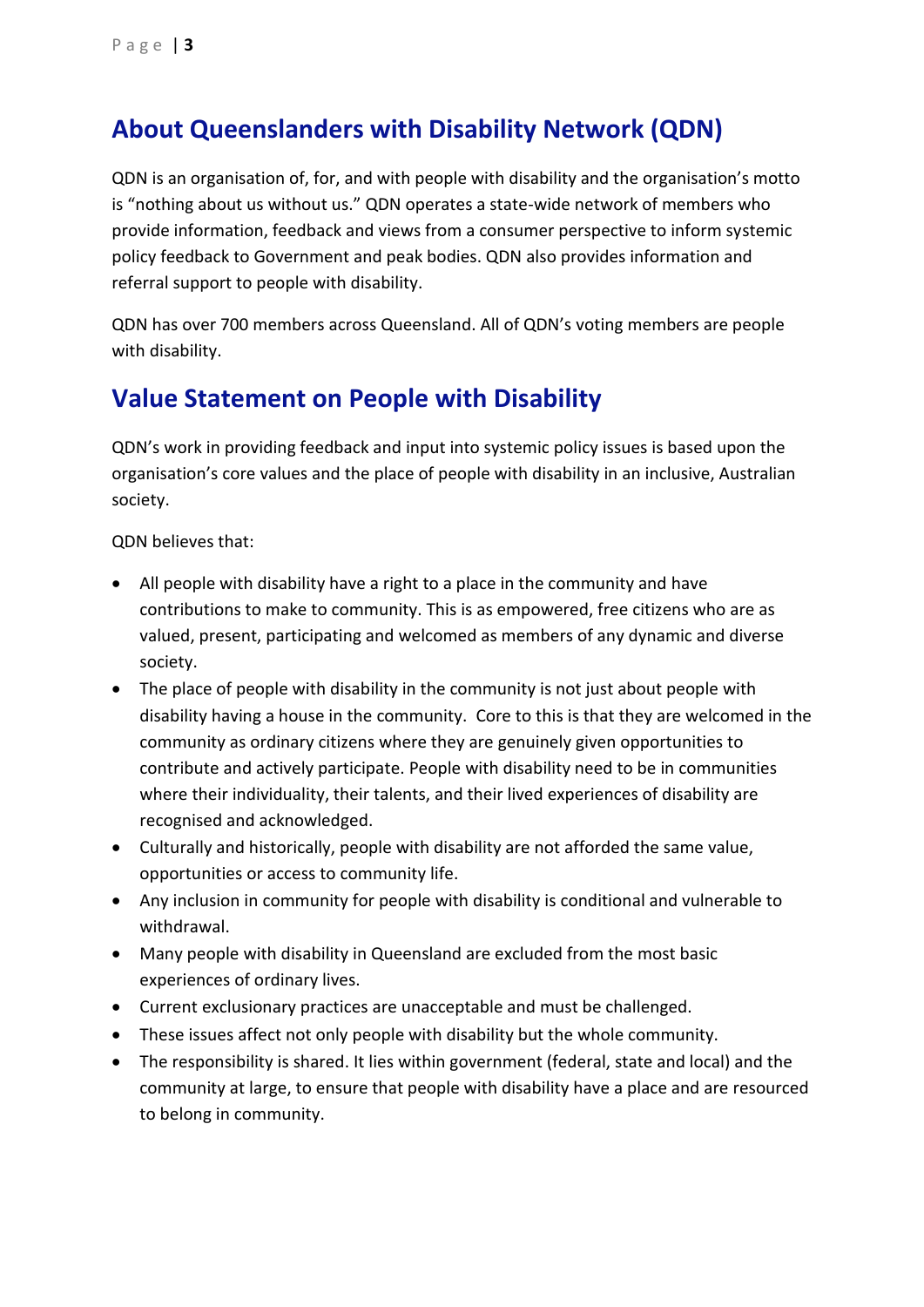## About Queenslanders with Disability Network (QDN)

QDN is an organisation of, for, and with people with disability and the organisation's motto is "nothing about us without us." QDN operates a state-wide network of members who provide information, feedback and views from a consumer perspective to inform systemic policy feedback to Government and peak bodies. QDN also provides information and referral support to people with disability.

QDN has over 700 members across Queensland. All of QDN's voting members are people with disability.

## Value Statement on People with Disability

QDN's work in providing feedback and input into systemic policy issues is based upon the organisation's core values and the place of people with disability in an inclusive, Australian society.

QDN believes that:

- All people with disability have a right to a place in the community and have contributions to make to community. This is as empowered, free citizens who are as valued, present, participating and welcomed as members of any dynamic and diverse society.
- The place of people with disability in the community is not just about people with disability having a house in the community. Core to this is that they are welcomed in the community as ordinary citizens where they are genuinely given opportunities to contribute and actively participate. People with disability need to be in communities where their individuality, their talents, and their lived experiences of disability are recognised and acknowledged.
- Culturally and historically, people with disability are not afforded the same value, opportunities or access to community life.
- Any inclusion in community for people with disability is conditional and vulnerable to withdrawal.
- Many people with disability in Queensland are excluded from the most basic experiences of ordinary lives.
- Current exclusionary practices are unacceptable and must be challenged.
- These issues affect not only people with disability but the whole community.
- The responsibility is shared. It lies within government (federal, state and local) and the community at large, to ensure that people with disability have a place and are resourced to belong in community.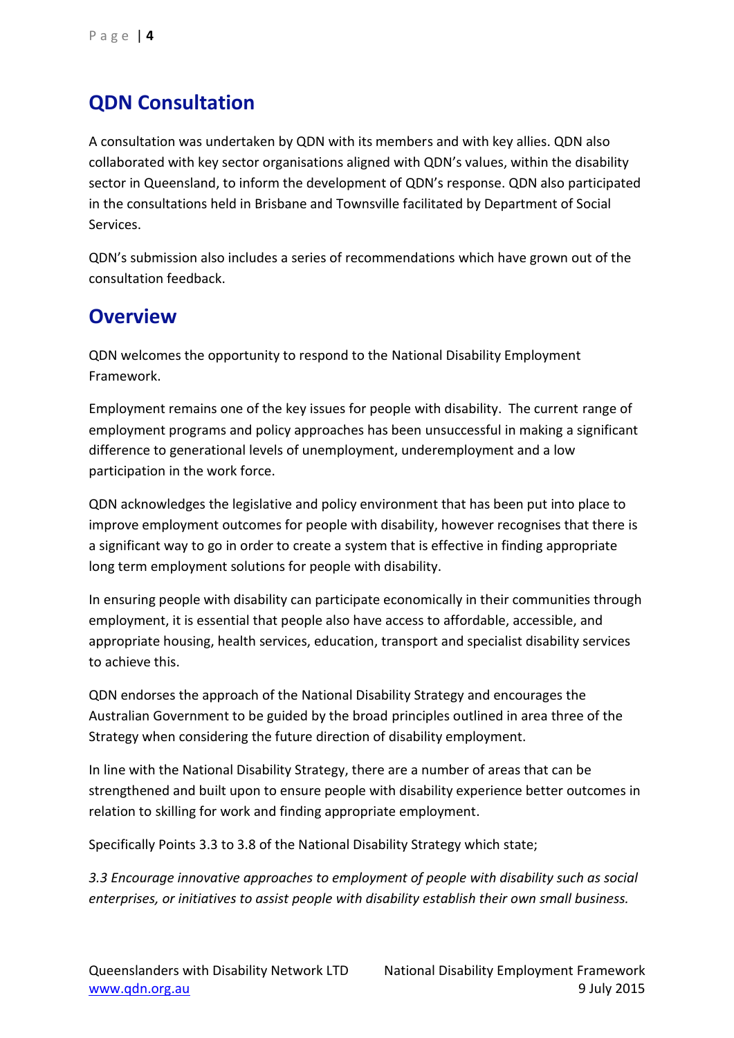## QDN Consultation

A consultation was undertaken by QDN with its members and with key allies. QDN also collaborated with key sector organisations aligned with QDN's values, within the disability sector in Queensland, to inform the development of QDN's response. QDN also participated in the consultations held in Brisbane and Townsville facilitated by Department of Social Services.

QDN's submission also includes a series of recommendations which have grown out of the consultation feedback.

## Overview

QDN welcomes the opportunity to respond to the National Disability Employment Framework.

Employment remains one of the key issues for people with disability. The current range of employment programs and policy approaches has been unsuccessful in making a significant difference to generational levels of unemployment, underemployment and a low participation in the work force.

QDN acknowledges the legislative and policy environment that has been put into place to improve employment outcomes for people with disability, however recognises that there is a significant way to go in order to create a system that is effective in finding appropriate long term employment solutions for people with disability.

In ensuring people with disability can participate economically in their communities through employment, it is essential that people also have access to affordable, accessible, and appropriate housing, health services, education, transport and specialist disability services to achieve this.

QDN endorses the approach of the National Disability Strategy and encourages the Australian Government to be guided by the broad principles outlined in area three of the Strategy when considering the future direction of disability employment.

In line with the National Disability Strategy, there are a number of areas that can be strengthened and built upon to ensure people with disability experience better outcomes in relation to skilling for work and finding appropriate employment.

Specifically Points 3.3 to 3.8 of the National Disability Strategy which state;

*3.3 Encourage innovative approaches to employment of people with disability such as social enterprises, or initiatives to assist people with disability establish their own small business.*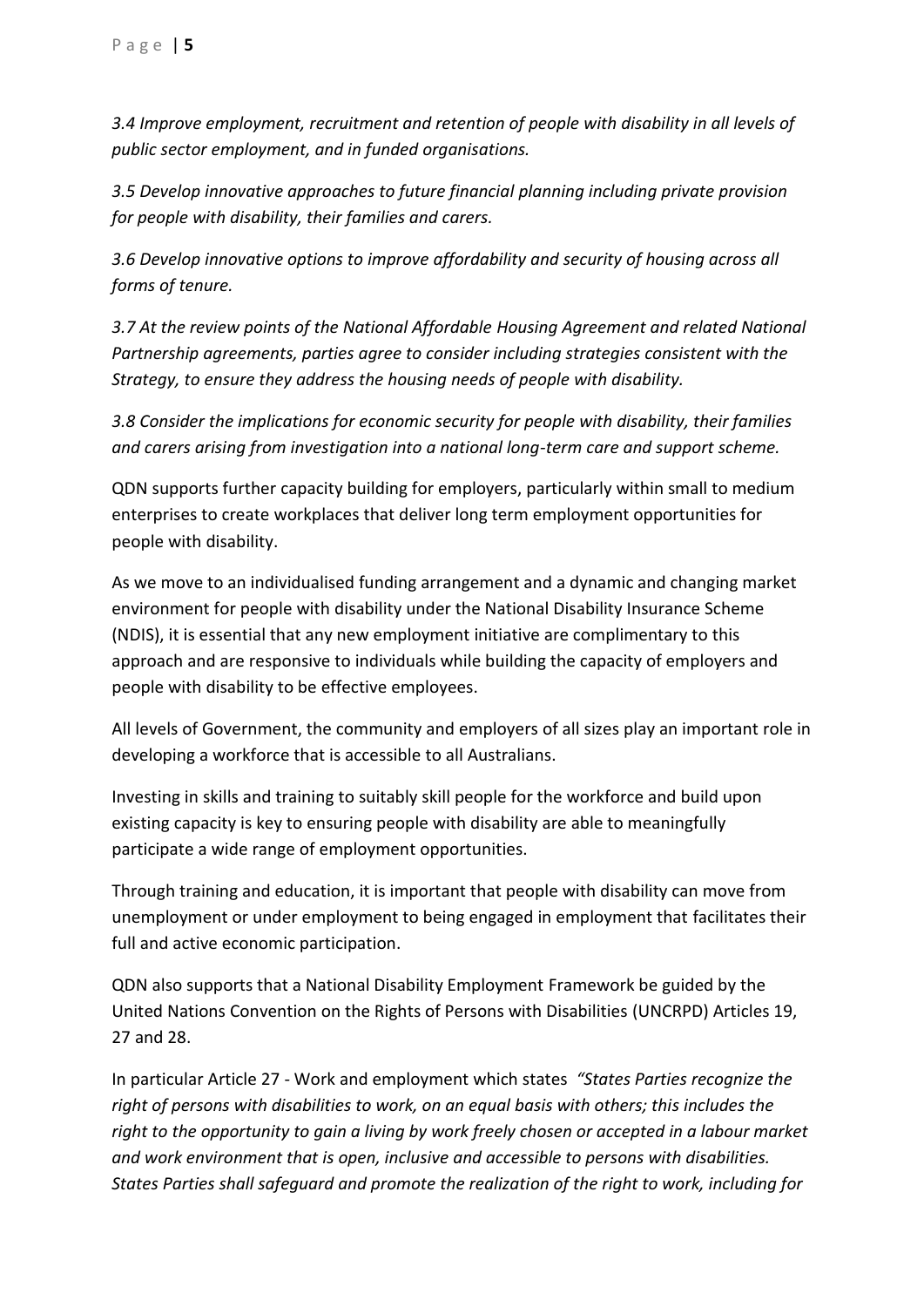*3.4 Improve employment, recruitment and retention of people with disability in all levels of public sector employment, and in funded organisations.*

*3.5 Develop innovative approaches to future financial planning including private provision for people with disability, their families and carers.*

*3.6 Develop innovative options to improve affordability and security of housing across all forms of tenure.*

*3.7 At the review points of the National Affordable Housing Agreement and related National Partnership agreements, parties agree to consider including strategies consistent with the Strategy, to ensure they address the housing needs of people with disability.*

*3.8 Consider the implications for economic security for people with disability, their families and carers arising from investigation into a national long-term care and support scheme.*

QDN supports further capacity building for employers, particularly within small to medium enterprises to create workplaces that deliver long term employment opportunities for people with disability.

As we move to an individualised funding arrangement and a dynamic and changing market environment for people with disability under the National Disability Insurance Scheme (NDIS), it is essential that any new employment initiative are complimentary to this approach and are responsive to individuals while building the capacity of employers and people with disability to be effective employees.

All levels of Government, the community and employers of all sizes play an important role in developing a workforce that is accessible to all Australians.

Investing in skills and training to suitably skill people for the workforce and build upon existing capacity is key to ensuring people with disability are able to meaningfully participate a wide range of employment opportunities.

Through training and education, it is important that people with disability can move from unemployment or under employment to being engaged in employment that facilitates their full and active economic participation.

QDN also supports that a National Disability Employment Framework be guided by the United Nations Convention on the Rights of Persons with Disabilities (UNCRPD) Articles 19, 27 and 28.

In particular Article 27 - Work and employment which states *"States Parties recognize the right of persons with disabilities to work, on an equal basis with others; this includes the right to the opportunity to gain a living by work freely chosen or accepted in a labour market and work environment that is open, inclusive and accessible to persons with disabilities. States Parties shall safeguard and promote the realization of the right to work, including for*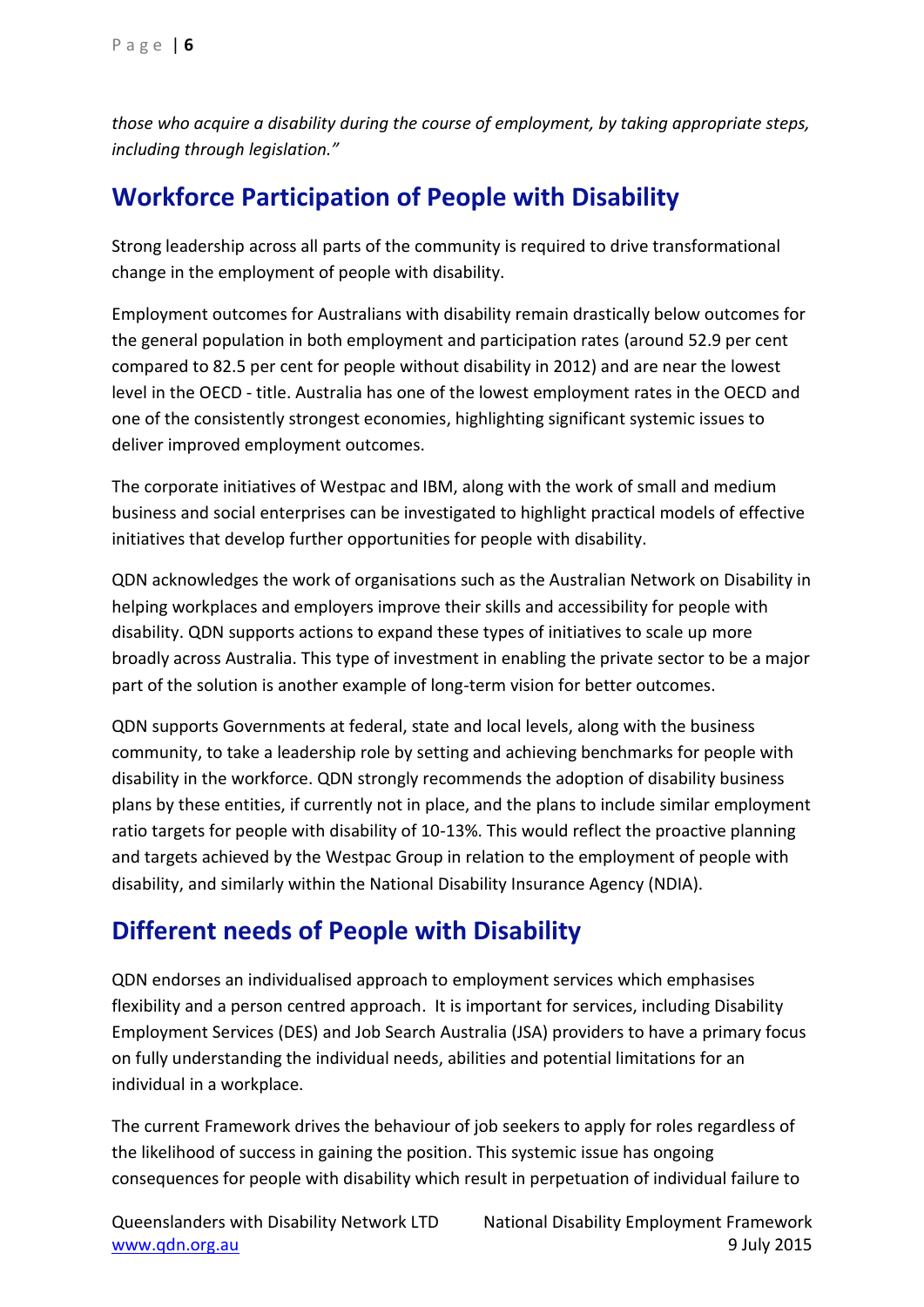*those who acquire a disability during the course of employment, by taking appropriate steps, including through legislation."*

## Workforce Participation of People with Disability

Strong leadership across all parts of the community is required to drive transformational change in the employment of people with disability.

Employment outcomes for Australians with disability remain drastically below outcomes for the general population in both employment and participation rates (around 52.9 per cent compared to 82.5 per cent for people without disability in 2012) and are near the lowest level in the OECD - title. Australia has one of the lowest employment rates in the OECD and one of the consistently strongest economies, highlighting significant systemic issues to deliver improved employment outcomes.

The corporate initiatives of Westpac and IBM, along with the work of small and medium business and social enterprises can be investigated to highlight practical models of effective initiatives that develop further opportunities for people with disability.

QDN acknowledges the work of organisations such as the Australian Network on Disability in helping workplaces and employers improve their skills and accessibility for people with disability. QDN supports actions to expand these types of initiatives to scale up more broadly across Australia. This type of investment in enabling the private sector to be a major part of the solution is another example of long-term vision for better outcomes.

QDN supports Governments at federal, state and local levels, along with the business community, to take a leadership role by setting and achieving benchmarks for people with disability in the workforce. QDN strongly recommends the adoption of disability business plans by these entities, if currently not in place, and the plans to include similar employment ratio targets for people with disability of 10-13%. This would reflect the proactive planning and targets achieved by the Westpac Group in relation to the employment of people with disability, and similarly within the National Disability Insurance Agency (NDIA).

## Different needs of People with Disability

QDN endorses an individualised approach to employment services which emphasises flexibility and a person centred approach. It is important for services, including Disability Employment Services (DES) and Job Search Australia (JSA) providers to have a primary focus on fully understanding the individual needs, abilities and potential limitations for an individual in a workplace.

The current Framework drives the behaviour of job seekers to apply for roles regardless of the likelihood of success in gaining the position. This systemic issue has ongoing consequences for people with disability which result in perpetuation of individual failure to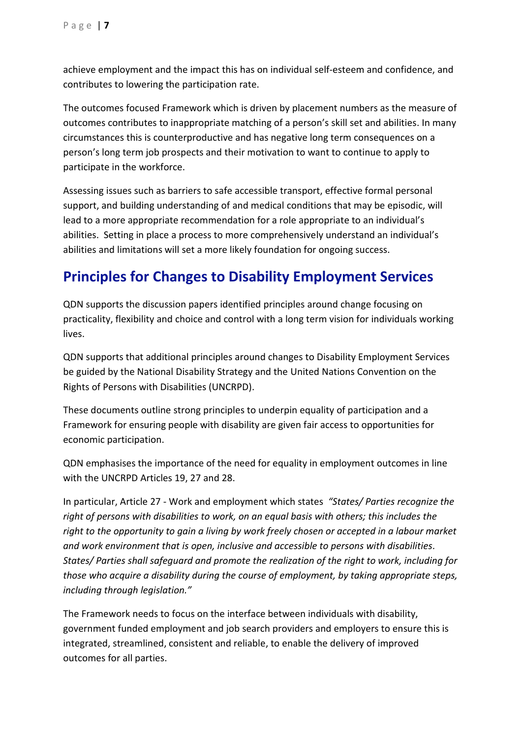achieve employment and the impact this has on individual self-esteem and confidence, and contributes to lowering the participation rate.

The outcomes focused Framework which is driven by placement numbers as the measure of outcomes contributes to inappropriate matching of a person's skill set and abilities. In many circumstances this is counterproductive and has negative long term consequences on a person's long term job prospects and their motivation to want to continue to apply to participate in the workforce.

Assessing issues such as barriers to safe accessible transport, effective formal personal support, and building understanding of and medical conditions that may be episodic, will lead to a more appropriate recommendation for a role appropriate to an individual's abilities. Setting in place a process to more comprehensively understand an individual's abilities and limitations will set a more likely foundation for ongoing success.

## Principles for Changes to Disability Employment Services

QDN supports the discussion papers identified principles around change focusing on practicality, flexibility and choice and control with a long term vision for individuals working lives.

QDN supports that additional principles around changes to Disability Employment Services be guided by the National Disability Strategy and the United Nations Convention on the Rights of Persons with Disabilities (UNCRPD).

These documents outline strong principles to underpin equality of participation and a Framework for ensuring people with disability are given fair access to opportunities for economic participation.

QDN emphasises the importance of the need for equality in employment outcomes in line with the UNCRPD Articles 19, 27 and 28.

In particular, Article 27 - Work and employment which states *"States/ Parties recognize the right of persons with disabilities to work, on an equal basis with others; this includes the right to the opportunity to gain a living by work freely chosen or accepted in a labour market and work environment that is open, inclusive and accessible to persons with disabilities. States/ Parties shall safeguard and promote the realization of the right to work, including for those who acquire a disability during the course of employment, by taking appropriate steps, including through legislation."*

The Framework needs to focus on the interface between individuals with disability, government funded employment and job search providers and employers to ensure this is integrated, streamlined, consistent and reliable, to enable the delivery of improved outcomes for all parties.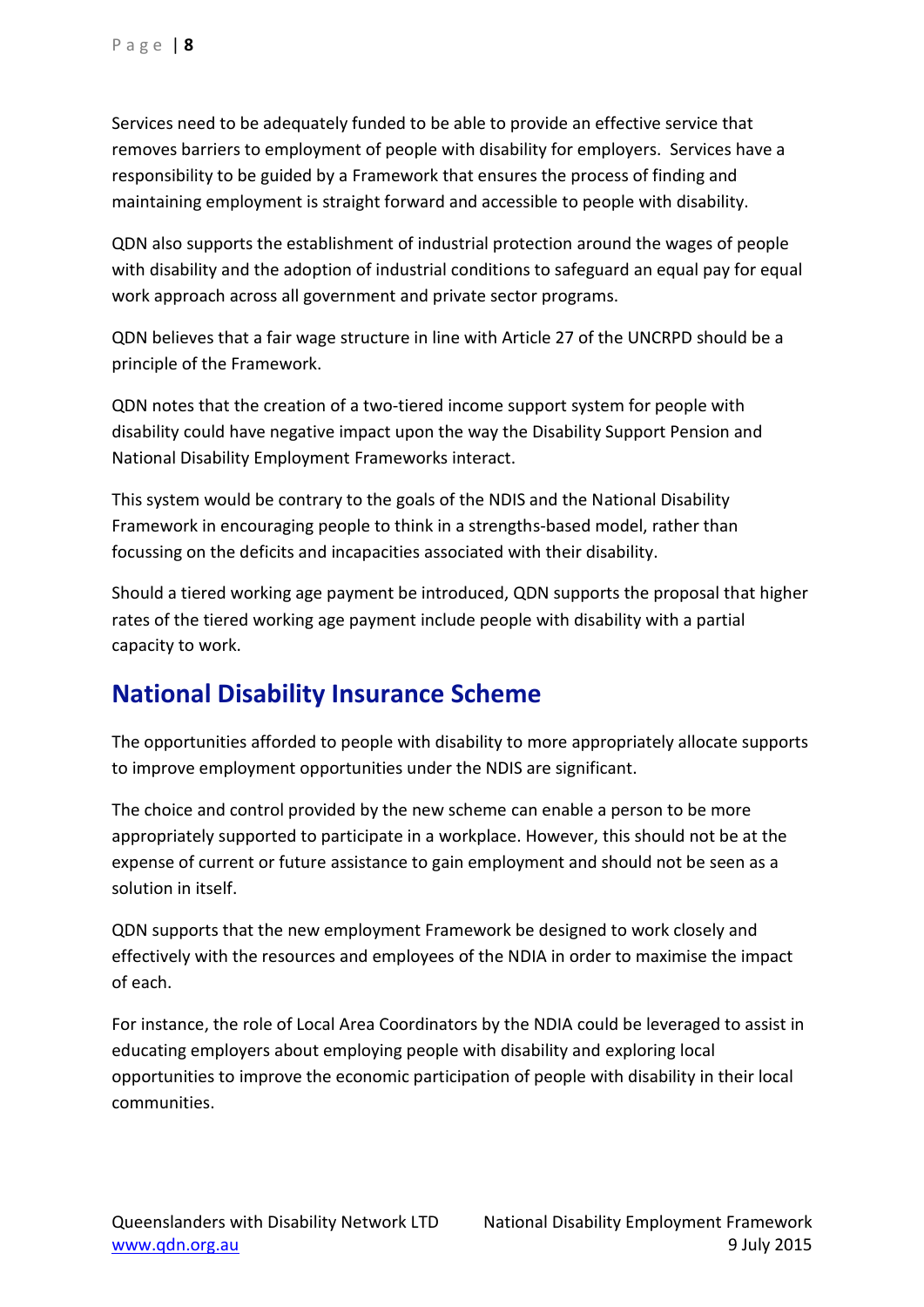Services need to be adequately funded to be able to provide an effective service that removes barriers to employment of people with disability for employers. Services have a responsibility to be guided by a Framework that ensures the process of finding and maintaining employment is straight forward and accessible to people with disability.

QDN also supports the establishment of industrial protection around the wages of people with disability and the adoption of industrial conditions to safeguard an equal pay for equal work approach across all government and private sector programs.

QDN believes that a fair wage structure in line with Article 27 of the UNCRPD should be a principle of the Framework.

QDN notes that the creation of a two-tiered income support system for people with disability could have negative impact upon the way the Disability Support Pension and National Disability Employment Frameworks interact.

This system would be contrary to the goals of the NDIS and the National Disability Framework in encouraging people to think in a strengths-based model, rather than focussing on the deficits and incapacities associated with their disability.

Should a tiered working age payment be introduced, QDN supports the proposal that higher rates of the tiered working age payment include people with disability with a partial capacity to work.

## National Disability Insurance Scheme

The opportunities afforded to people with disability to more appropriately allocate supports to improve employment opportunities under the NDIS are significant.

The choice and control provided by the new scheme can enable a person to be more appropriately supported to participate in a workplace. However, this should not be at the expense of current or future assistance to gain employment and should not be seen as a solution in itself.

QDN supports that the new employment Framework be designed to work closely and effectively with the resources and employees of the NDIA in order to maximise the impact of each.

For instance, the role of Local Area Coordinators by the NDIA could be leveraged to assist in educating employers about employing people with disability and exploring local opportunities to improve the economic participation of people with disability in their local communities.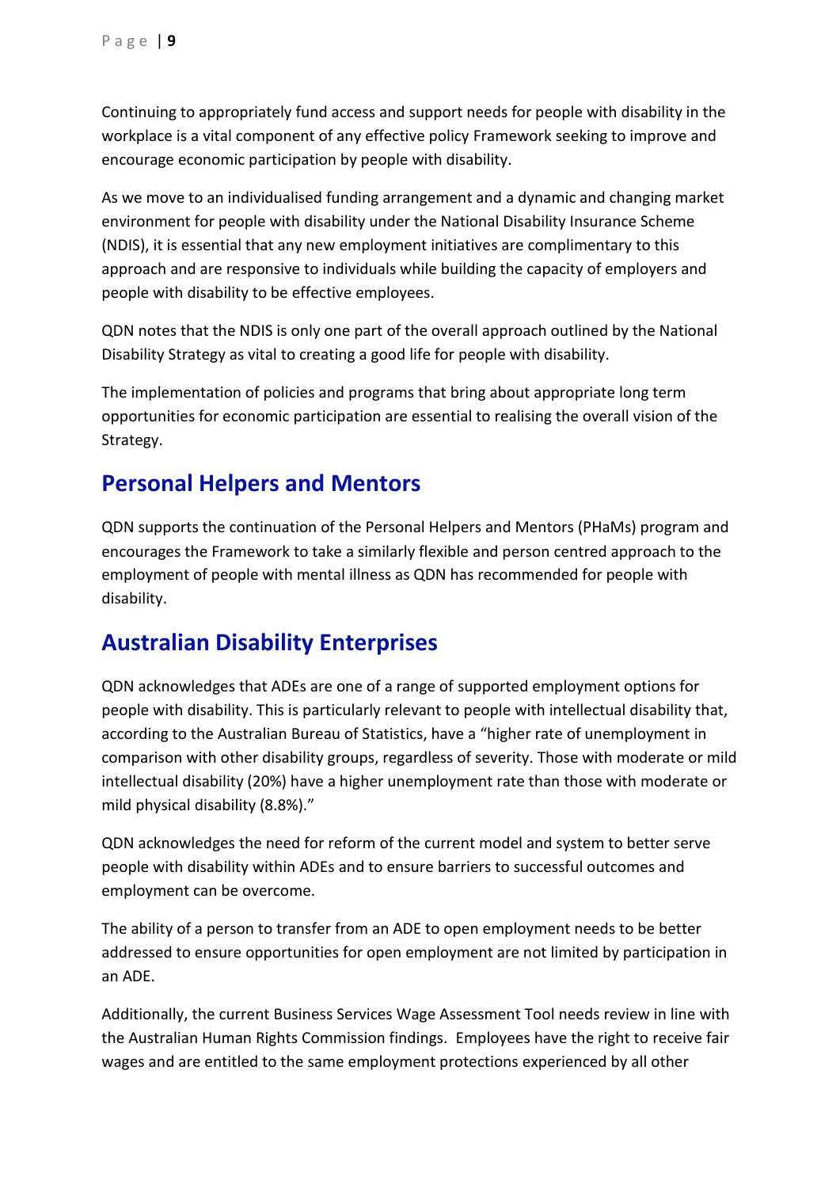Continuing to appropriately fund access and support needs for people with disability in the workplace is a vital component of any effective policy Framework seeking to improve and encourage economic participation by people with disability.

As we move to an individualised funding arrangement and a dynamic and changing market environment for people with disability under the National Disability Insurance Scheme (NDIS), it is essential that any new employment initiatives are complimentary to this approach and are responsive to individuals while building the capacity of employers and people with disability to be effective employees.

QDN notes that the NDIS is only one part of the overall approach outlined by the National Disability Strategy as vital to creating a good life for people with disability.

The implementation of policies and programs that bring about appropriate long term opportunities for economic participation are essential to realising the overall vision of the Strategy.

## Personal Helpers and Mentors

QDN supports the continuation of the Personal Helpers and Mentors (PHaMs) program and encourages the Framework to take a similarly flexible and person centred approach to the employment of people with mental illness as QDN has recommended for people with disability.

## Australian Disability Enterprises

QDN acknowledges that ADEs are one of a range of supported employment options for people with disability. This is particularly relevant to people with intellectual disability that, according to the Australian Bureau of Statistics, have a "higher rate of unemployment in comparison with other disability groups, regardless of severity. Those with moderate or mild intellectual disability (20%) have a higher unemployment rate than those with moderate or mild physical disability (8.8%)."

QDN acknowledges the need for reform of the current model and system to better serve people with disability within ADEs and to ensure barriers to successful outcomes and employment can be overcome.

The ability of a person to transfer from an ADE to open employment needs to be better addressed to ensure opportunities for open employment are not limited by participation in an ADE.

Additionally, the current Business Services Wage Assessment Tool needs review in line with the Australian Human Rights Commission findings. Employees have the right to receive fair wages and are entitled to the same employment protections experienced by all other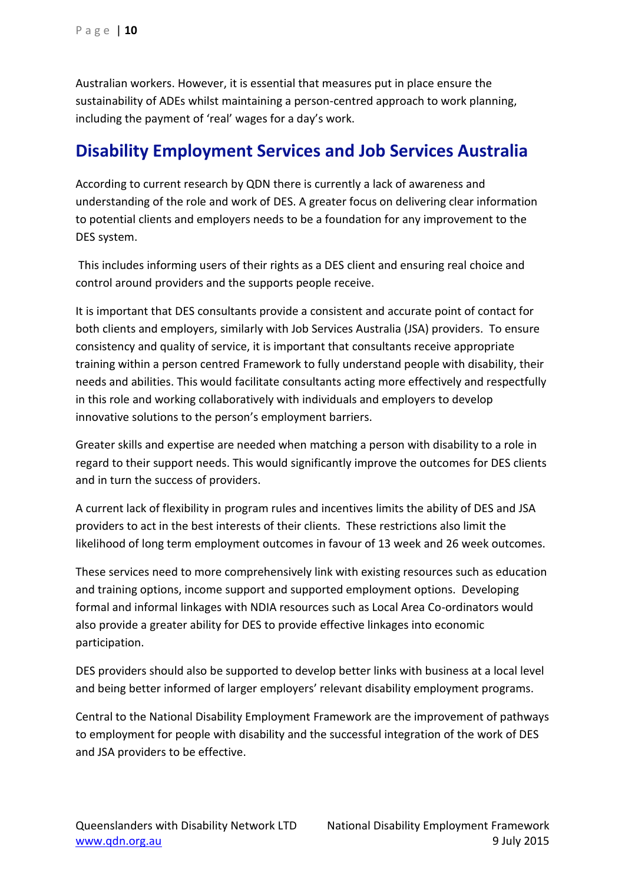Australian workers. However, it is essential that measures put in place ensure the sustainability of ADEs whilst maintaining a person-centred approach to work planning, including the payment of 'real' wages for a day's work.

## Disability Employment Services and Job Services Australia

According to current research by QDN there is currently a lack of awareness and understanding of the role and work of DES. A greater focus on delivering clear information to potential clients and employers needs to be a foundation for any improvement to the DES system.

This includes informing users of their rights as a DES client and ensuring real choice and control around providers and the supports people receive.

It is important that DES consultants provide a consistent and accurate point of contact for both clients and employers, similarly with Job Services Australia (JSA) providers. To ensure consistency and quality of service, it is important that consultants receive appropriate training within a person centred Framework to fully understand people with disability, their needs and abilities. This would facilitate consultants acting more effectively and respectfully in this role and working collaboratively with individuals and employers to develop innovative solutions to the person's employment barriers.

Greater skills and expertise are needed when matching a person with disability to a role in regard to their support needs. This would significantly improve the outcomes for DES clients and in turn the success of providers.

A current lack of flexibility in program rules and incentives limits the ability of DES and JSA providers to act in the best interests of their clients. These restrictions also limit the likelihood of long term employment outcomes in favour of 13 week and 26 week outcomes.

These services need to more comprehensively link with existing resources such as education and training options, income support and supported employment options. Developing formal and informal linkages with NDIA resources such as Local Area Co-ordinators would also provide a greater ability for DES to provide effective linkages into economic participation.

DES providers should also be supported to develop better links with business at a local level and being better informed of larger employers' relevant disability employment programs.

Central to the National Disability Employment Framework are the improvement of pathways to employment for people with disability and the successful integration of the work of DES and JSA providers to be effective.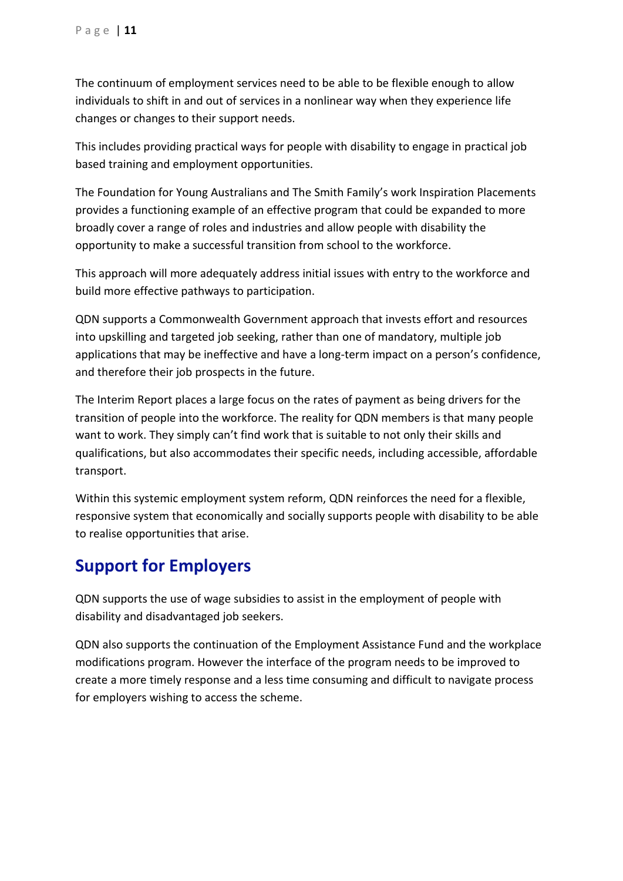The continuum of employment services need to be able to be flexible enough to allow individuals to shift in and out of services in a nonlinear way when they experience life changes or changes to their support needs.

This includes providing practical ways for people with disability to engage in practical job based training and employment opportunities.

The Foundation for Young Australians and The Smith Family's work Inspiration Placements provides a functioning example of an effective program that could be expanded to more broadly cover a range of roles and industries and allow people with disability the opportunity to make a successful transition from school to the workforce.

This approach will more adequately address initial issues with entry to the workforce and build more effective pathways to participation.

QDN supports a Commonwealth Government approach that invests effort and resources into upskilling and targeted job seeking, rather than one of mandatory, multiple job applications that may be ineffective and have a long-term impact on a person's confidence, and therefore their job prospects in the future.

The Interim Report places a large focus on the rates of payment as being drivers for the transition of people into the workforce. The reality for QDN members is that many people want to work. They simply can't find work that is suitable to not only their skills and qualifications, but also accommodates their specific needs, including accessible, affordable transport.

Within this systemic employment system reform, QDN reinforces the need for a flexible, responsive system that economically and socially supports people with disability to be able to realise opportunities that arise.

## Support for Employers

QDN supports the use of wage subsidies to assist in the employment of people with disability and disadvantaged job seekers.

QDN also supports the continuation of the Employment Assistance Fund and the workplace modifications program. However the interface of the program needs to be improved to create a more timely response and a less time consuming and difficult to navigate process for employers wishing to access the scheme.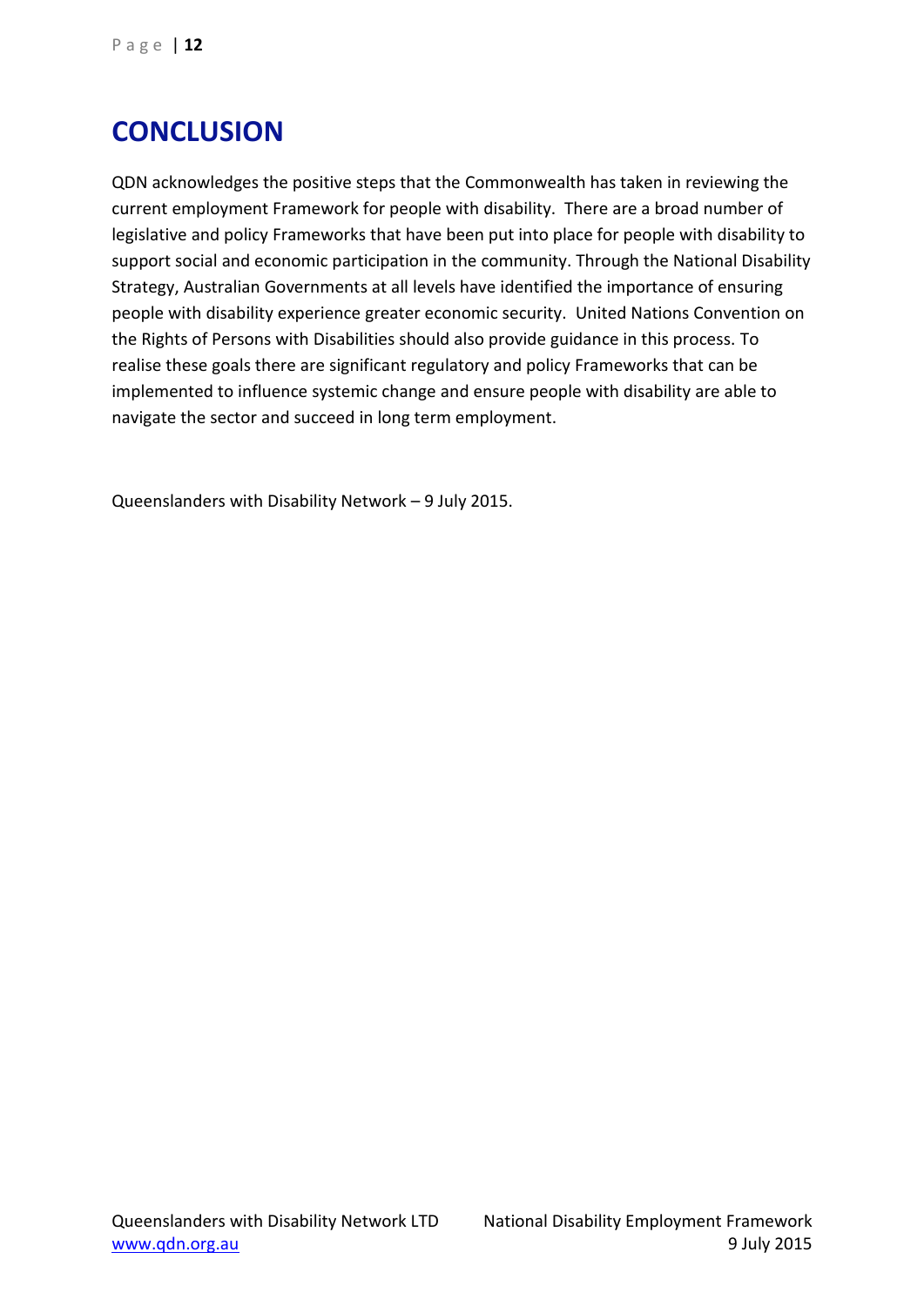# CONCLUSION

QDN acknowledges the positive steps that the Commonwealth has taken in reviewing the current employment Framework for people with disability. There are a broad number of legislative and policy Frameworks that have been put into place for people with disability to support social and economic participation in the community. Through the National Disability Strategy, Australian Governments at all levels have identified the importance of ensuring people with disability experience greater economic security. United Nations Convention on the Rights of Persons with Disabilities should also provide guidance in this process. To realise these goals there are significant regulatory and policy Frameworks that can be implemented to influence systemic change and ensure people with disability are able to navigate the sector and succeed in long term employment.

Queenslanders with Disability Network – 9 July 2015.